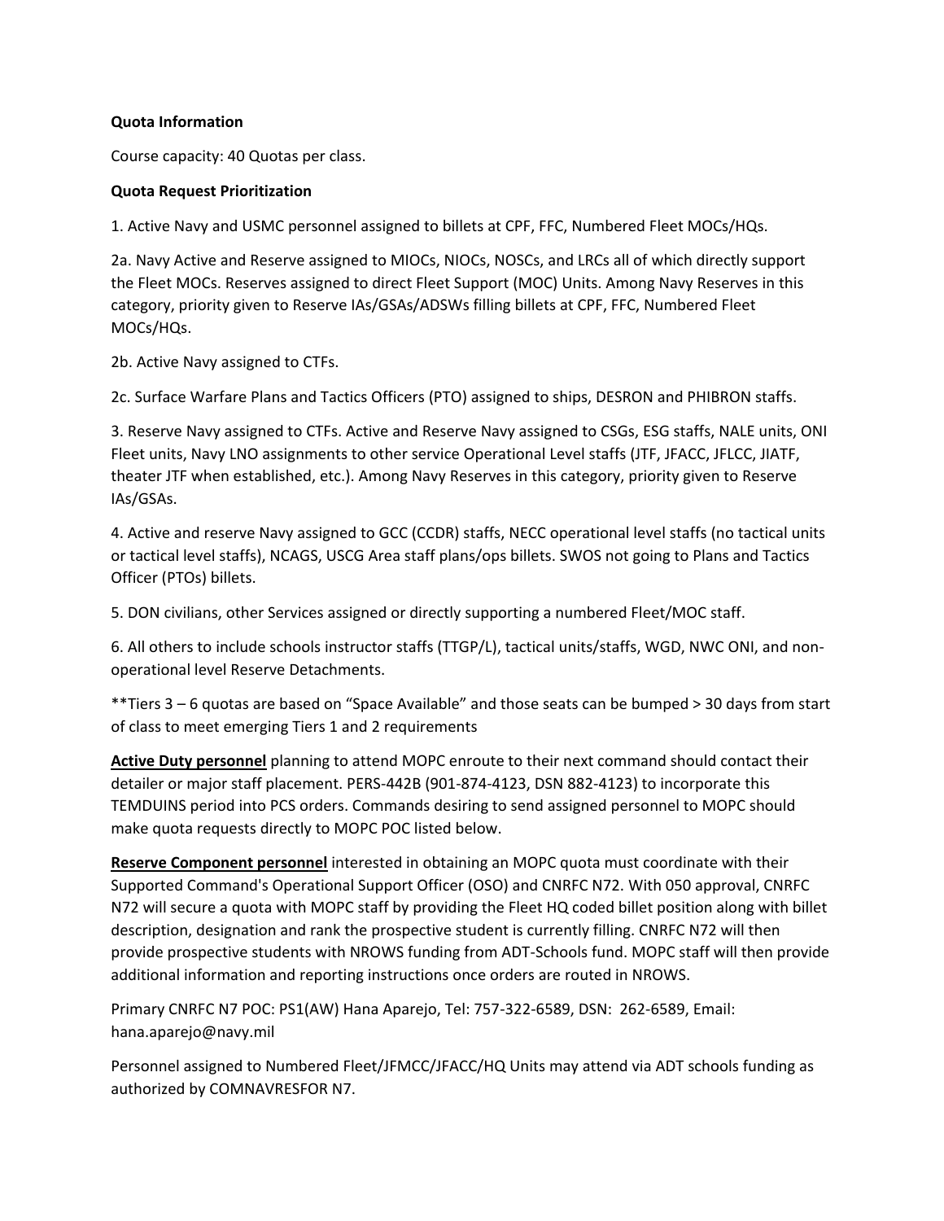**Quota Information**

Course capacity: 40 Quotas per class.

**Quota Request Prioritization**

1. Active Navy and USMC personnel assigned to billets at CPF, FFC, Numbered Fleet MOCs/HQs.

2a. Navy Active and Reserve assigned to MIOCs, NIOCs, NOSCs, and LRCs all of which directly support the Fleet MOCs. Reserves assigned to direct Fleet Support (MOC) Units. Among Navy Reserves in this category, priority given to Reserve IAs/GSAs/ADSWs filling billets at CPF, FFC, Numbered Fleet MOCs/HQs.

2b. Active Navy assigned to CTFs.

2c. Surface Warfare Plans and Tactics Officers (PTO) assigned to ships, DESRON and PHIBRON staffs.

3. Reserve Navy assigned to CTFs. Active and Reserve Navy assigned to CSGs, ESG staffs, NALE units, ONI Fleet units, Navy LNO assignments to other service Operational Level staffs (JTF, JFACC, JFLCC, JIATF, theater JTF when established, etc.). Among Navy Reserves in this category, priority given to Reserve IAs/GSAs.

4. Active and reserve Navy assigned to GCC (CCDR) staffs, NECC operational level staffs (no tactical units or tactical level staffs), NCAGS, USCG Area staff plans/ops billets. SWOS not going to Plans and Tactics Officer (PTOs) billets.

5. DON civilians, other Services assigned or directly supporting a numbered Fleet/MOC staff.

6. All others to include schools instructor staffs (TTGP/L), tactical units/staffs, WGD, NWC ONI, and non-operational level Reserve Detachments.

**Tiers 3 – 6 quotas are based on "Space Available" and those seats can be bumped > 30 days from start of class to meet emerging Tiers 1 and 2 requirements

**Active Duty personnel** planning to attend MOPC enroute to their next command should contact their detailer or major staff placement. PERS-442B (901-874-4123, DSN 882-4123) to incorporate this TEMDUINS period into PCS orders. Commands desiring to send assigned personnel to MOPC should make quota requests directly to MOPC POC listed below.

**Reserve Component personnel** interested in obtaining an MOPC quota must coordinate with their Supported Command's Operational Support Officer (OSO) and CNRFC N72. With 050 approval, CNRFC N72 will secure a quota with MOPC staff by providing the Fleet HQ coded billet position along with billet description, designation and rank the prospective student is currently filling. CNRFC N72 will then provide prospective students with NROWS funding from ADT-Schools fund. MOPC staff will then provide additional information and reporting instructions once orders are routed in NROWS.

Primary CNRFC N7 POC: PS1(AW) Hana Aparejo, Tel: 757-322-6589, DSN: 262-6589, Email: hana.aparejo@navy.mil

Personnel assigned to Numbered Fleet/JFMCC/JFACC/HQ Units may attend via ADT schools funding as authorized by COMNAVRESFOR N7.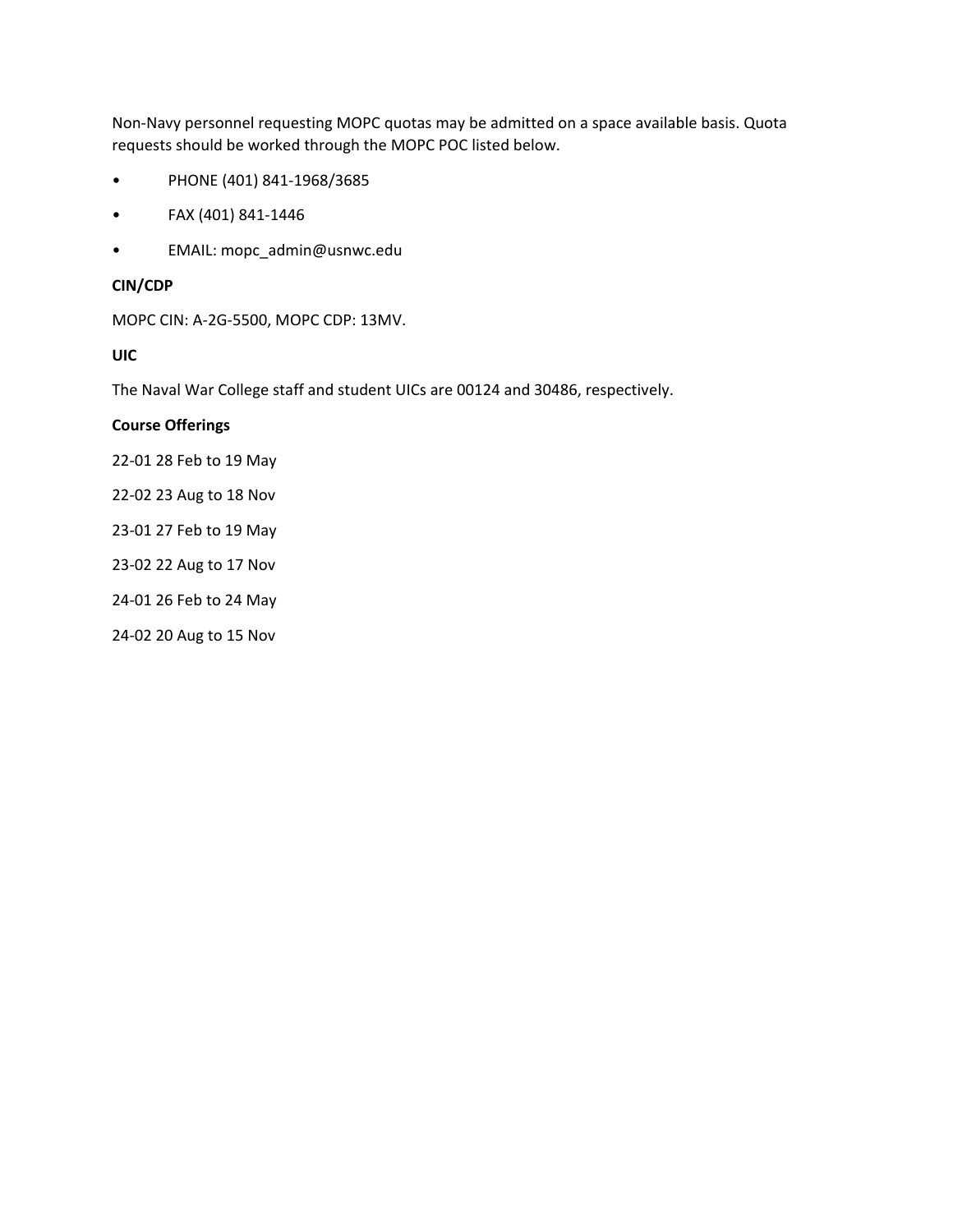Non-Navy personnel requesting MOPC quotas may be admitted on a space available basis. Quota requests should be worked through the MOPC POC listed below.

- PHONE (401) 841-1968/3685
- FAX (401) 841-1446
- EMAIL: mopc_admin@usnwc.edu

**CIN/CDP**

MOPC CIN: A-2G-5500, MOPC CDP: 13MV.

**UIC**

The Naval War College staff and student UICs are 00124 and 30486, respectively.

**Course Offerings**

22-01 28 Feb to 19 May

22-02 23 Aug to 18 Nov

23-01 27 Feb to 19 May

23-02 22 Aug to 17 Nov

24-01 26 Feb to 24 May

24-02 20 Aug to 15 Nov